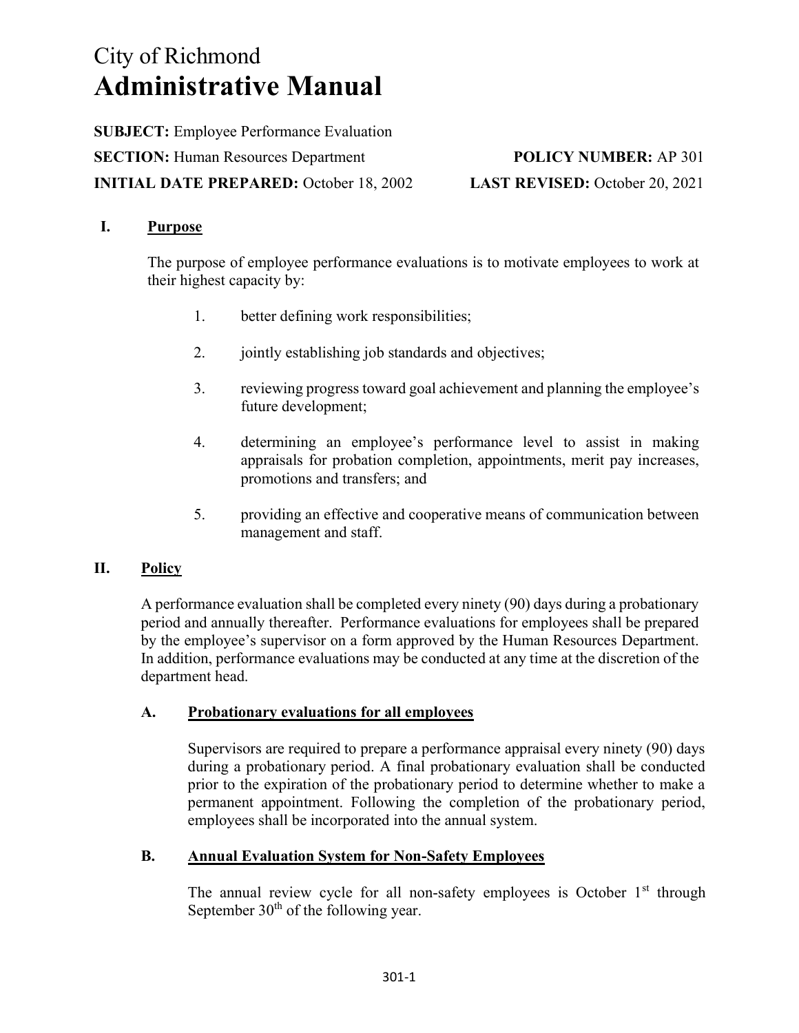# City of Richmond
# Administrative Manual

**SUBJECT:** Employee Performance Evaluation

**SECTION:** Human Resources Department **POLICY NUMBER:** AP 301

**INITIAL DATE PREPARED:** October 18, 2002 **LAST REVISED:** October 20, 2021

## I. Purpose

The purpose of employee performance evaluations is to motivate employees to work at their highest capacity by:

1. better defining work responsibilities;
2. jointly establishing job standards and objectives;
3. reviewing progress toward goal achievement and planning the employee's future development;
4. determining an employee's performance level to assist in making appraisals for probation completion, appointments, merit pay increases, promotions and transfers; and
5. providing an effective and cooperative means of communication between management and staff.

## II. Policy

A performance evaluation shall be completed every ninety (90) days during a probationary period and annually thereafter. Performance evaluations for employees shall be prepared by the employee's supervisor on a form approved by the Human Resources Department. In addition, performance evaluations may be conducted at any time at the discretion of the department head.

### A. Probationary evaluations for all employees

Supervisors are required to prepare a performance appraisal every ninety (90) days during a probationary period. A final probationary evaluation shall be conducted prior to the expiration of the probationary period to determine whether to make a permanent appointment. Following the completion of the probationary period, employees shall be incorporated into the annual system.

### B. Annual Evaluation System for Non-Safety Employees

The annual review cycle for all non-safety employees is October 1st through September 30th of the following year.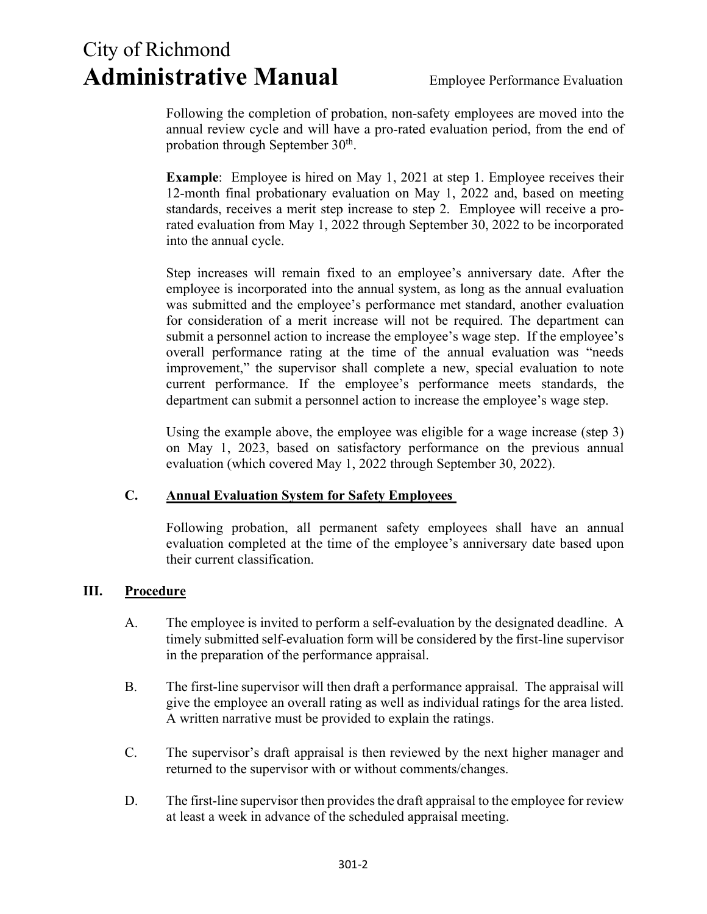Following the completion of probation, non-safety employees are moved into the annual review cycle and will have a pro-rated evaluation period, from the end of probation through September 30th.

**Example**: Employee is hired on May 1, 2021 at step 1. Employee receives their 12-month final probationary evaluation on May 1, 2022 and, based on meeting standards, receives a merit step increase to step 2. Employee will receive a pro-rated evaluation from May 1, 2022 through September 30, 2022 to be incorporated into the annual cycle.

Step increases will remain fixed to an employee's anniversary date. After the employee is incorporated into the annual system, as long as the annual evaluation was submitted and the employee's performance met standard, another evaluation for consideration of a merit increase will not be required. The department can submit a personnel action to increase the employee's wage step. If the employee's overall performance rating at the time of the annual evaluation was "needs improvement," the supervisor shall complete a new, special evaluation to note current performance. If the employee's performance meets standards, the department can submit a personnel action to increase the employee's wage step.

Using the example above, the employee was eligible for a wage increase (step 3) on May 1, 2023, based on satisfactory performance on the previous annual evaluation (which covered May 1, 2022 through September 30, 2022).

### C. Annual Evaluation System for Safety Employees

Following probation, all permanent safety employees shall have an annual evaluation completed at the time of the employee's anniversary date based upon their current classification.

## III. Procedure

A. The employee is invited to perform a self-evaluation by the designated deadline. A timely submitted self-evaluation form will be considered by the first-line supervisor in the preparation of the performance appraisal.

B. The first-line supervisor will then draft a performance appraisal. The appraisal will give the employee an overall rating as well as individual ratings for the area listed. A written narrative must be provided to explain the ratings.

C. The supervisor's draft appraisal is then reviewed by the next higher manager and returned to the supervisor with or without comments/changes.

D. The first-line supervisor then provides the draft appraisal to the employee for review at least a week in advance of the scheduled appraisal meeting.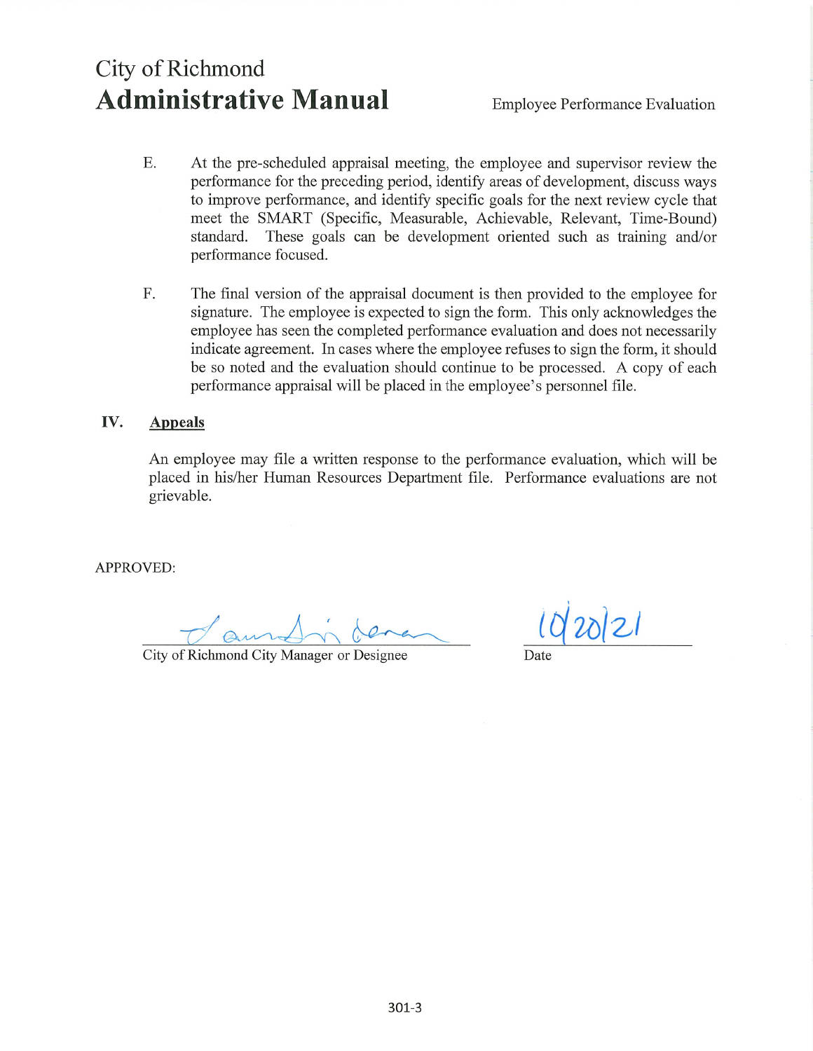E. At the pre-scheduled appraisal meeting, the employee and supervisor review the performance for the preceding period, identify areas of development, discuss ways to improve performance, and identify specific goals for the next review cycle that meet the SMART (Specific, Measurable, Achievable, Relevant, Time-Bound) standard. These goals can be development oriented such as training and/or performance focused.

F. The final version of the appraisal document is then provided to the employee for signature. The employee is expected to sign the form. This only acknowledges the employee has seen the completed performance evaluation and does not necessarily indicate agreement. In cases where the employee refuses to sign the form, it should be so noted and the evaluation should continue to be processed. A copy of each performance appraisal will be placed in the employee's personnel file.

## IV. Appeals

An employee may file a written response to the performance evaluation, which will be placed in his/her Human Resources Department file. Performance evaluations are not grievable.

APPROVED:

City of Richmond City Manager or Designee

10/20/21

Date